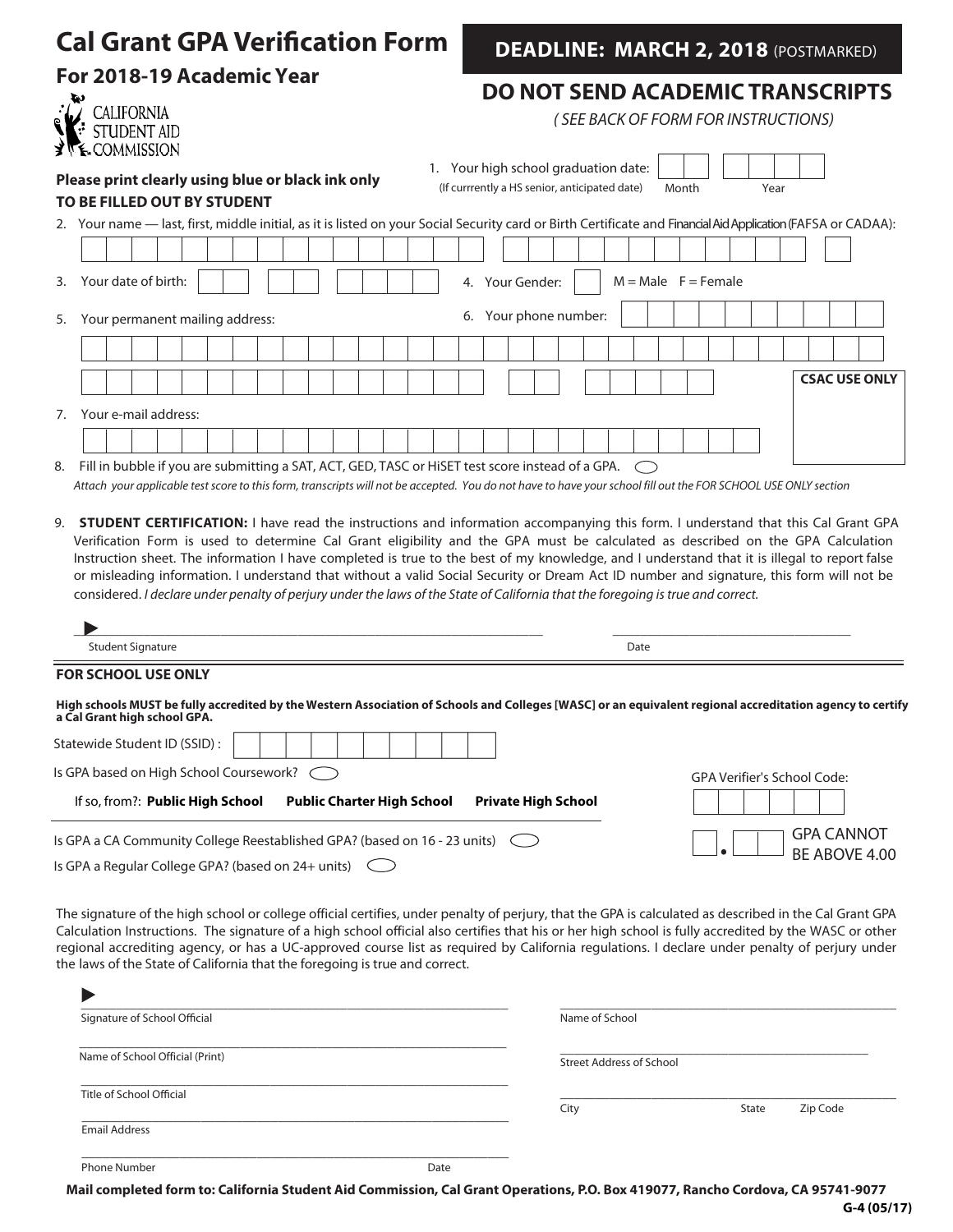# Cal Grant GPA Verification Form

## For 2018-19 Academic Year

CALIFORNIA STUDENT AID COMMISSION

**DEADLINE: MARCH 2, 2018** (POSTMARKED)

**DO NOT SEND ACADEMIC TRANSCRIPTS**

*( SEE BACK OF FORM FOR INSTRUCTIONS)*

**Please print clearly using blue or black ink only**

**TO BE FILLED OUT BY STUDENT**

1. Your high school graduation date: (If currrently a HS senior, anticipated date) Month Year

2. Your name — last, first, middle initial, as it is listed on your Social Security card or Birth Certificate and Financial Aid Application (FAFSA or CADAA):

3. Your date of birth:

4. Your Gender: M = Male F = Female

5. Your permanent mailing address:

6. Your phone number:

**CSAC USE ONLY**

7. Your e-mail address:

8. Fill in bubble if you are submitting a SAT, ACT, GED, TASC or HiSET test score instead of a GPA. ◯

   *Attach your applicable test score to this form, transcripts will not be accepted. You do not have to have your school fill out the FOR SCHOOL USE ONLY section*

9. **STUDENT CERTIFICATION:** I have read the instructions and information accompanying this form. I understand that this Cal Grant GPA Verification Form is used to determine Cal Grant eligibility and the GPA must be calculated as described on the GPA Calculation Instruction sheet. The information I have completed is true to the best of my knowledge, and I understand that it is illegal to report false or misleading information. I understand that without a valid Social Security or Dream Act ID number and signature, this form will not be considered. *I declare under penalty of perjury under the laws of the State of California that the foregoing is true and correct.*

▶ ______________________________ Student Signature

______________________________ Date

**FOR SCHOOL USE ONLY**

**High schools MUST be fully accredited by the Western Association of Schools and Colleges [WASC] or an equivalent regional accreditation agency to certify a Cal Grant high school GPA.**

Statewide Student ID (SSID) :

Is GPA based on High School Coursework? ◯

If so, from?: **Public High School** **Public Charter High School** **Private High School**

Is GPA a CA Community College Reestablished GPA? (based on 16 - 23 units) ◯

Is GPA a Regular College GPA? (based on 24+ units) ◯

GPA Verifier's School Code:

GPA: ___ . ___ ___ GPA CANNOT BE ABOVE 4.00

The signature of the high school or college official certifies, under penalty of perjury, that the GPA is calculated as described in the Cal Grant GPA Calculation Instructions. The signature of a high school official also certifies that his or her high school is fully accredited by the WASC or other regional accrediting agency, or has a UC-approved course list as required by California regulations. I declare under penalty of perjury under the laws of the State of California that the foregoing is true and correct.

▶ ______________________________ Signature of School Official

______________________________ Name of School Official (Print)

______________________________ Title of School Official

______________________________ Email Address

______________________________ Phone Number ______________ Date

______________________________ Name of School

______________________________ Street Address of School

______________________________ City State Zip Code

**Mail completed form to: California Student Aid Commission, Cal Grant Operations, P.O. Box 419077, Rancho Cordova, CA 95741-9077**

**G-4 (05/17)**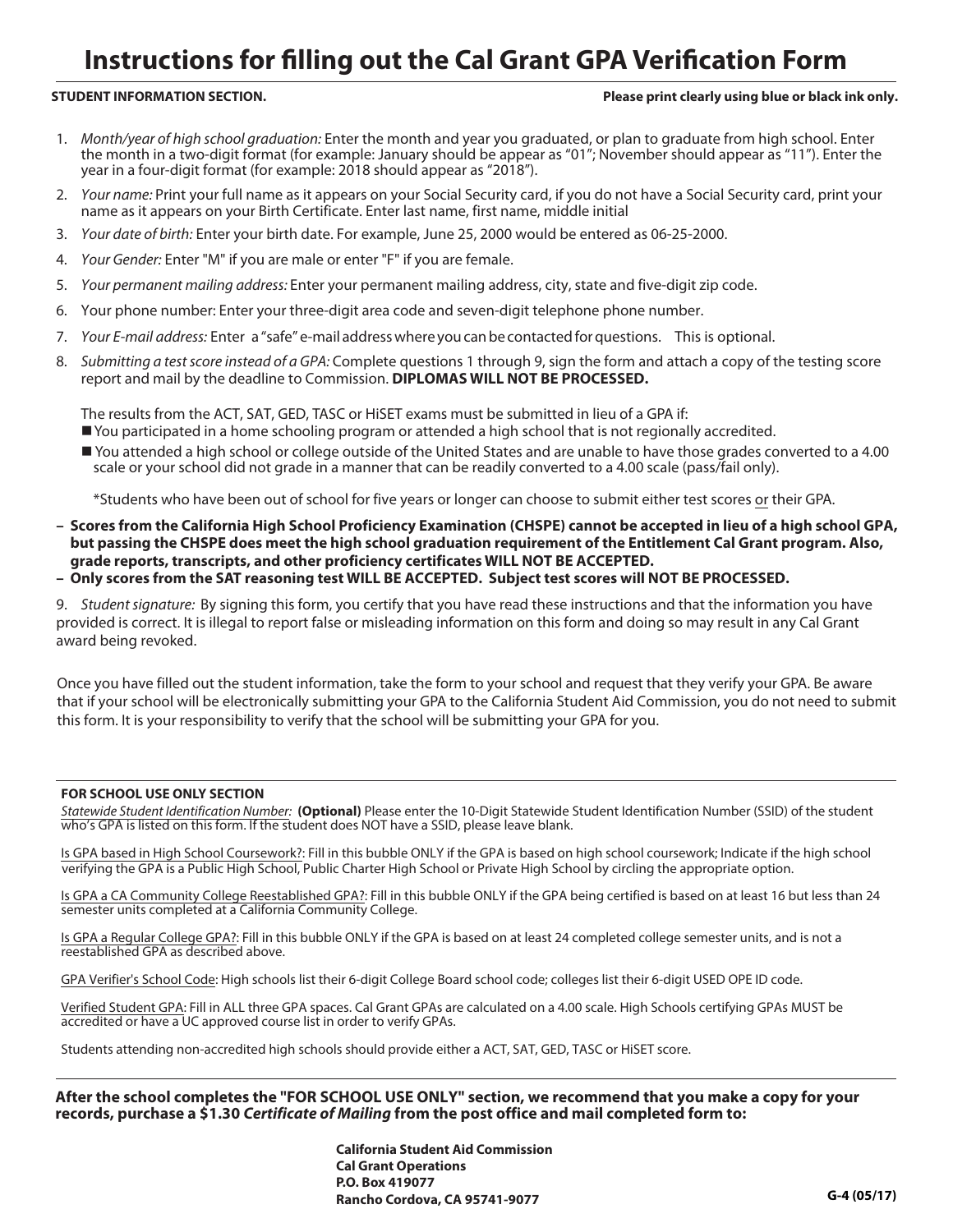# Instructions for filling out the Cal Grant GPA Verification Form

**STUDENT INFORMATION SECTION.** **Please print clearly using blue or black ink only.**

1. *Month/year of high school graduation:* Enter the month and year you graduated, or plan to graduate from high school. Enter the month in a two-digit format (for example: January should be appear as "01"; November should appear as "11"). Enter the year in a four-digit format (for example: 2018 should appear as "2018").
2. *Your name:* Print your full name as it appears on your Social Security card, if you do not have a Social Security card, print your name as it appears on your Birth Certificate. Enter last name, first name, middle initial
3. *Your date of birth:* Enter your birth date. For example, June 25, 2000 would be entered as 06-25-2000.
4. *Your Gender:* Enter "M" if you are male or enter "F" if you are female.
5. *Your permanent mailing address:* Enter your permanent mailing address, city, state and five-digit zip code.
6. Your phone number: Enter your three-digit area code and seven-digit telephone phone number.
7. *Your E-mail address:* Enter a "safe" e-mail address where you can be contacted for questions. This is optional.
8. *Submitting a test score instead of a GPA:* Complete questions 1 through 9, sign the form and attach a copy of the testing score report and mail by the deadline to Commission. **DIPLOMAS WILL NOT BE PROCESSED.**

   The results from the ACT, SAT, GED, TASC or HiSET exams must be submitted in lieu of a GPA if:
   - You participated in a home schooling program or attended a high school that is not regionally accredited.
   - You attended a high school or college outside of the United States and are unable to have those grades converted to a 4.00 scale or your school did not grade in a manner that can be readily converted to a 4.00 scale (pass/fail only).

   *Students who have been out of school for five years or longer can choose to submit either test scores or their GPA.

- **Scores from the California High School Proficiency Examination (CHSPE) cannot be accepted in lieu of a high school GPA, but passing the CHSPE does meet the high school graduation requirement of the Entitlement Cal Grant program. Also, grade reports, transcripts, and other proficiency certificates WILL NOT BE ACCEPTED.**
- **Only scores from the SAT reasoning test WILL BE ACCEPTED. Subject test scores will NOT BE PROCESSED.**

9. *Student signature:* By signing this form, you certify that you have read these instructions and that the information you have provided is correct. It is illegal to report false or misleading information on this form and doing so may result in any Cal Grant award being revoked.

Once you have filled out the student information, take the form to your school and request that they verify your GPA. Be aware that if your school will be electronically submitting your GPA to the California Student Aid Commission, you do not need to submit this form. It is your responsibility to verify that the school will be submitting your GPA for you.

**FOR SCHOOL USE ONLY SECTION**

*Statewide Student Identification Number:* **(Optional)** Please enter the 10-Digit Statewide Student Identification Number (SSID) of the student who's GPA is listed on this form. If the student does NOT have a SSID, please leave blank.

Is GPA based in High School Coursework?: Fill in this bubble ONLY if the GPA is based on high school coursework; Indicate if the high school verifying the GPA is a Public High School, Public Charter High School or Private High School by circling the appropriate option.

Is GPA a CA Community College Reestablished GPA?: Fill in this bubble ONLY if the GPA being certified is based on at least 16 but less than 24 semester units completed at a California Community College.

Is GPA a Regular College GPA?: Fill in this bubble ONLY if the GPA is based on at least 24 completed college semester units, and is not a reestablished GPA as described above.

GPA Verifier's School Code: High schools list their 6-digit College Board school code; colleges list their 6-digit USED OPE ID code.

Verified Student GPA: Fill in ALL three GPA spaces. Cal Grant GPAs are calculated on a 4.00 scale. High Schools certifying GPAs MUST be accredited or have a UC approved course list in order to verify GPAs.

Students attending non-accredited high schools should provide either a ACT, SAT, GED, TASC or HiSET score.

**After the school completes the "FOR SCHOOL USE ONLY" section, we recommend that you make a copy for your records, purchase a $1.30 *Certificate of Mailing* from the post office and mail completed form to:**

**California Student Aid Commission**
**Cal Grant Operations**
**P.O. Box 419077**
**Rancho Cordova, CA 95741-9077**

**G-4 (05/17)**